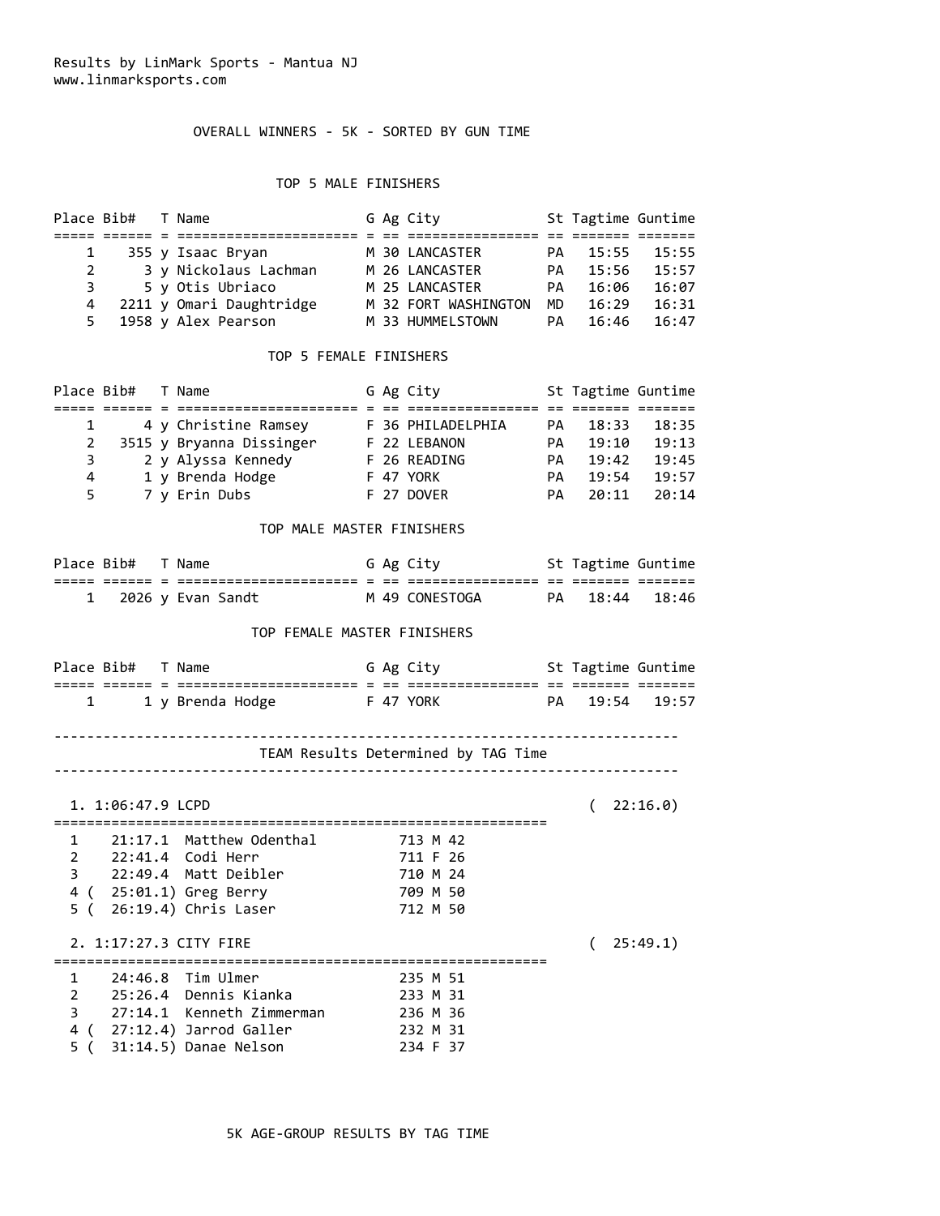Results by LinMark Sports - Mantua NJ
www.linmarksports.com

## OVERALL WINNERS - 5K - SORTED BY GUN TIME

### TOP 5 MALE FINISHERS

| Place | Bib# | T | Name | G | Ag | City | St | Tagtime | Guntime |
|---|---|---|---|---|---|---|---|---|---|
| 1 | 355 | y | Isaac Bryan | M | 30 | LANCASTER | PA | 15:55 | 15:55 |
| 2 | 3 | y | Nickolaus Lachman | M | 26 | LANCASTER | PA | 15:56 | 15:57 |
| 3 | 5 | y | Otis Ubriaco | M | 25 | LANCASTER | PA | 16:06 | 16:07 |
| 4 | 2211 | y | Omari Daughtridge | M | 32 | FORT WASHINGTON | MD | 16:29 | 16:31 |
| 5 | 1958 | y | Alex Pearson | M | 33 | HUMMELSTOWN | PA | 16:46 | 16:47 |

### TOP 5 FEMALE FINISHERS

| Place | Bib# | T | Name | G | Ag | City | St | Tagtime | Guntime |
|---|---|---|---|---|---|---|---|---|---|
| 1 | 4 | y | Christine Ramsey | F | 36 | PHILADELPHIA | PA | 18:33 | 18:35 |
| 2 | 3515 | y | Bryanna Dissinger | F | 22 | LEBANON | PA | 19:10 | 19:13 |
| 3 | 2 | y | Alyssa Kennedy | F | 26 | READING | PA | 19:42 | 19:45 |
| 4 | 1 | y | Brenda Hodge | F | 47 | YORK | PA | 19:54 | 19:57 |
| 5 | 7 | y | Erin Dubs | F | 27 | DOVER | PA | 20:11 | 20:14 |

### TOP MALE MASTER FINISHERS

| Place | Bib# | T | Name | G | Ag | City | St | Tagtime | Guntime |
|---|---|---|---|---|---|---|---|---|---|
| 1 | 2026 | y | Evan Sandt | M | 49 | CONESTOGA | PA | 18:44 | 18:46 |

### TOP FEMALE MASTER FINISHERS

| Place | Bib# | T | Name | G | Ag | City | St | Tagtime | Guntime |
|---|---|---|---|---|---|---|---|---|---|
| 1 | 1 | y | Brenda Hodge | F | 47 | YORK | PA | 19:54 | 19:57 |

---

## TEAM Results Determined by TAG Time

---

### 1. 1:06:47.9 LCPD ( 22:16.0)

| # | Time | Name | Bib | G | Age |
|---|---|---|---|---|---|
| 1 | 21:17.1 | Matthew Odenthal | 713 | M | 42 |
| 2 | 22:41.4 | Codi Herr | 711 | F | 26 |
| 3 | 22:49.4 | Matt Deibler | 710 | M | 24 |
| 4 | ( 25:01.1) | Greg Berry | 709 | M | 50 |
| 5 | ( 26:19.4) | Chris Laser | 712 | M | 50 |

### 2. 1:17:27.3 CITY FIRE ( 25:49.1)

| # | Time | Name | Bib | G | Age |
|---|---|---|---|---|---|
| 1 | 24:46.8 | Tim Ulmer | 235 | M | 51 |
| 2 | 25:26.4 | Dennis Kianka | 233 | M | 31 |
| 3 | 27:14.1 | Kenneth Zimmerman | 236 | M | 36 |
| 4 | ( 27:12.4) | Jarrod Galler | 232 | M | 31 |
| 5 | ( 31:14.5) | Danae Nelson | 234 | F | 37 |

## 5K AGE-GROUP RESULTS BY TAG TIME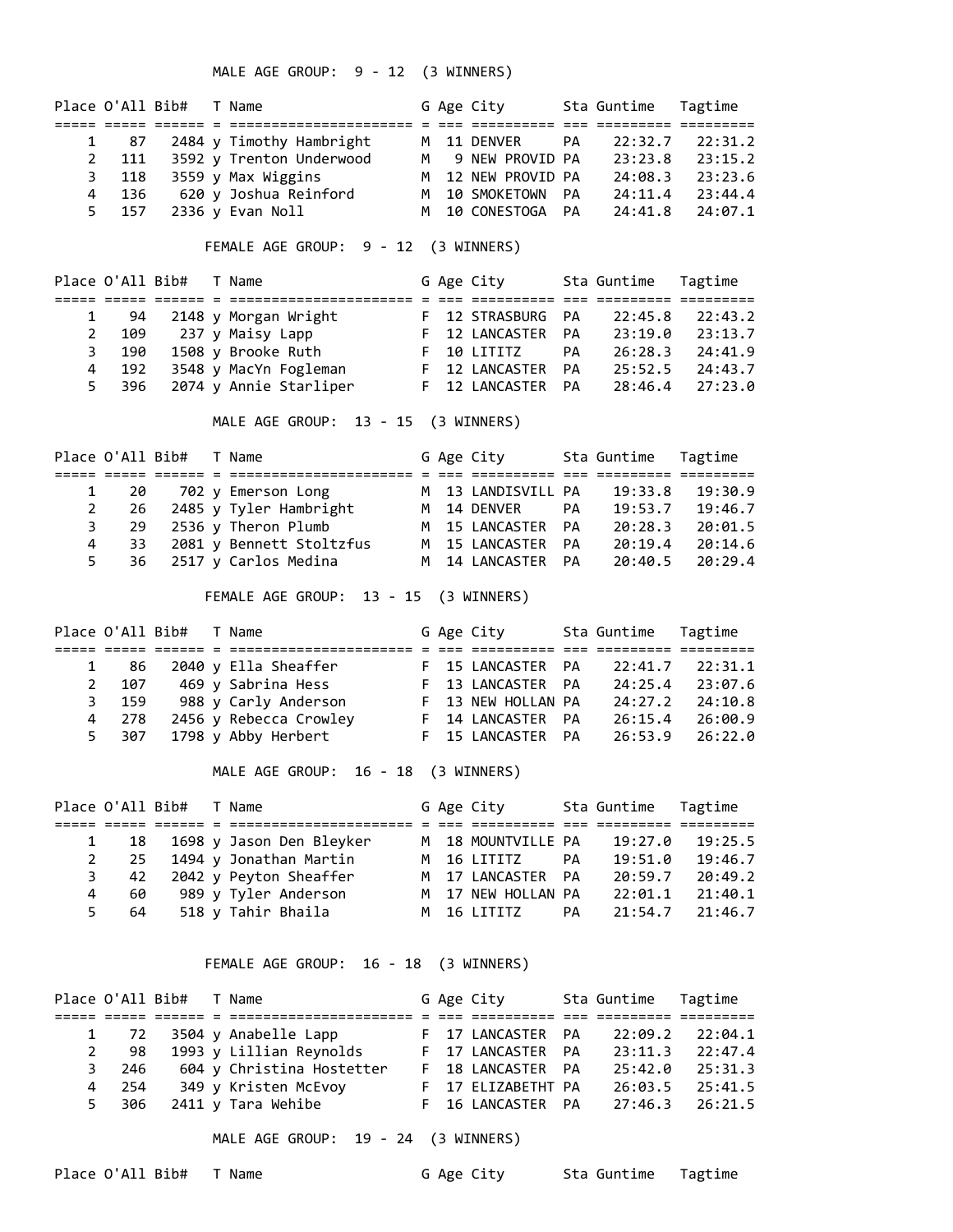MALE AGE GROUP: 9 - 12 (3 WINNERS)

| Place | O'All | Bib# | T | Name | G | Age | City | Sta | Guntime | Tagtime |
|---|---|---|---|---|---|---|---|---|---|---|
| 1 | 87 | 2484 | y | Timothy Hambright | M | 11 | DENVER | PA | 22:32.7 | 22:31.2 |
| 2 | 111 | 3592 | y | Trenton Underwood | M | 9 | NEW PROVID | PA | 23:23.8 | 23:15.2 |
| 3 | 118 | 3559 | y | Max Wiggins | M | 12 | NEW PROVID | PA | 24:08.3 | 23:23.6 |
| 4 | 136 | 620 | y | Joshua Reinford | M | 10 | SMOKETOWN | PA | 24:11.4 | 23:44.4 |
| 5 | 157 | 2336 | y | Evan Noll | M | 10 | CONESTOGA | PA | 24:41.8 | 24:07.1 |

FEMALE AGE GROUP: 9 - 12 (3 WINNERS)

| Place | O'All | Bib# | T | Name | G | Age | City | Sta | Guntime | Tagtime |
|---|---|---|---|---|---|---|---|---|---|---|
| 1 | 94 | 2148 | y | Morgan Wright | F | 12 | STRASBURG | PA | 22:45.8 | 22:43.2 |
| 2 | 109 | 237 | y | Maisy Lapp | F | 12 | LANCASTER | PA | 23:19.0 | 23:13.7 |
| 3 | 190 | 1508 | y | Brooke Ruth | F | 10 | LITITZ | PA | 26:28.3 | 24:41.9 |
| 4 | 192 | 3548 | y | MacYn Fogleman | F | 12 | LANCASTER | PA | 25:52.5 | 24:43.7 |
| 5 | 396 | 2074 | y | Annie Starliper | F | 12 | LANCASTER | PA | 28:46.4 | 27:23.0 |

MALE AGE GROUP: 13 - 15 (3 WINNERS)

| Place | O'All | Bib# | T | Name | G | Age | City | Sta | Guntime | Tagtime |
|---|---|---|---|---|---|---|---|---|---|---|
| 1 | 20 | 702 | y | Emerson Long | M | 13 | LANDISVILL | PA | 19:33.8 | 19:30.9 |
| 2 | 26 | 2485 | y | Tyler Hambright | M | 14 | DENVER | PA | 19:53.7 | 19:46.7 |
| 3 | 29 | 2536 | y | Theron Plumb | M | 15 | LANCASTER | PA | 20:28.3 | 20:01.5 |
| 4 | 33 | 2081 | y | Bennett Stoltzfus | M | 15 | LANCASTER | PA | 20:19.4 | 20:14.6 |
| 5 | 36 | 2517 | y | Carlos Medina | M | 14 | LANCASTER | PA | 20:40.5 | 20:29.4 |

FEMALE AGE GROUP: 13 - 15 (3 WINNERS)

| Place | O'All | Bib# | T | Name | G | Age | City | Sta | Guntime | Tagtime |
|---|---|---|---|---|---|---|---|---|---|---|
| 1 | 86 | 2040 | y | Ella Sheaffer | F | 15 | LANCASTER | PA | 22:41.7 | 22:31.1 |
| 2 | 107 | 469 | y | Sabrina Hess | F | 13 | LANCASTER | PA | 24:25.4 | 23:07.6 |
| 3 | 159 | 988 | y | Carly Anderson | F | 13 | NEW HOLLAN | PA | 24:27.2 | 24:10.8 |
| 4 | 278 | 2456 | y | Rebecca Crowley | F | 14 | LANCASTER | PA | 26:15.4 | 26:00.9 |
| 5 | 307 | 1798 | y | Abby Herbert | F | 15 | LANCASTER | PA | 26:53.9 | 26:22.0 |

MALE AGE GROUP: 16 - 18 (3 WINNERS)

| Place | O'All | Bib# | T | Name | G | Age | City | Sta | Guntime | Tagtime |
|---|---|---|---|---|---|---|---|---|---|---|
| 1 | 18 | 1698 | y | Jason Den Bleyker | M | 18 | MOUNTVILLE | PA | 19:27.0 | 19:25.5 |
| 2 | 25 | 1494 | y | Jonathan Martin | M | 16 | LITITZ | PA | 19:51.0 | 19:46.7 |
| 3 | 42 | 2042 | y | Peyton Sheaffer | M | 17 | LANCASTER | PA | 20:59.7 | 20:49.2 |
| 4 | 60 | 989 | y | Tyler Anderson | M | 17 | NEW HOLLAN | PA | 22:01.1 | 21:40.1 |
| 5 | 64 | 518 | y | Tahir Bhaila | M | 16 | LITITZ | PA | 21:54.7 | 21:46.7 |

FEMALE AGE GROUP: 16 - 18 (3 WINNERS)

| Place | O'All | Bib# | T | Name | G | Age | City | Sta | Guntime | Tagtime |
|---|---|---|---|---|---|---|---|---|---|---|
| 1 | 72 | 3504 | y | Anabelle Lapp | F | 17 | LANCASTER | PA | 22:09.2 | 22:04.1 |
| 2 | 98 | 1993 | y | Lillian Reynolds | F | 17 | LANCASTER | PA | 23:11.3 | 22:47.4 |
| 3 | 246 | 604 | y | Christina Hostetter | F | 18 | LANCASTER | PA | 25:42.0 | 25:31.3 |
| 4 | 254 | 349 | y | Kristen McEvoy | F | 17 | ELIZABETHT | PA | 26:03.5 | 25:41.5 |
| 5 | 306 | 2411 | y | Tara Wehibe | F | 16 | LANCASTER | PA | 27:46.3 | 26:21.5 |

MALE AGE GROUP: 19 - 24 (3 WINNERS)

| Place | O'All | Bib# | T | Name | G | Age | City | Sta | Guntime | Tagtime |
|---|---|---|---|---|---|---|---|---|---|---|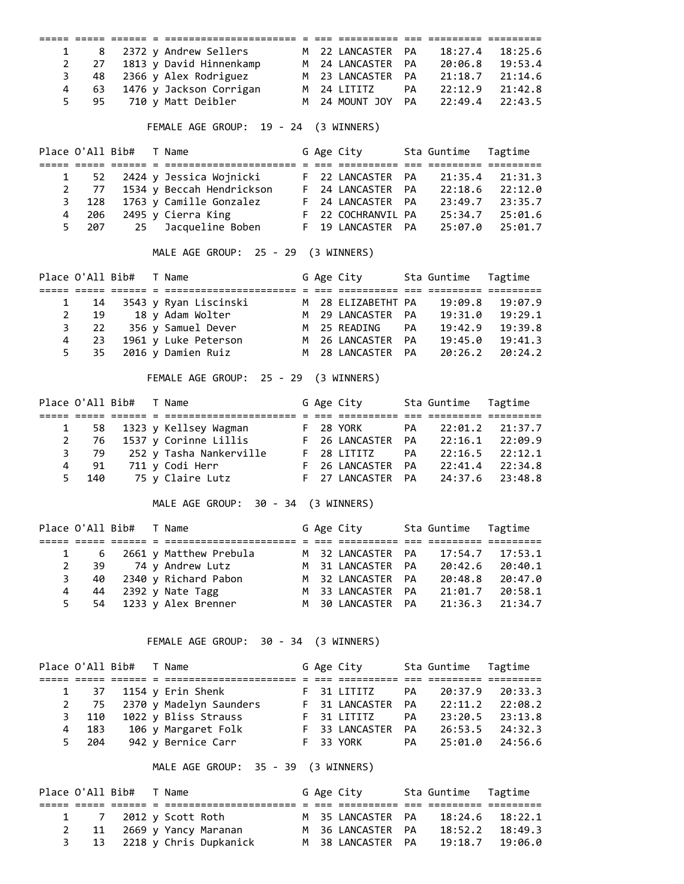| Place | O'All | Bib# | T | Name | G | Age | City | Sta | Guntime | Tagtime |
|---|---|---|---|---|---|---|---|---|---|---|
| 1 | 8 | 2372 | y | Andrew Sellers | M | 22 | LANCASTER | PA | 18:27.4 | 18:25.6 |
| 2 | 27 | 1813 | y | David Hinnenkamp | M | 24 | LANCASTER | PA | 20:06.8 | 19:53.4 |
| 3 | 48 | 2366 | y | Alex Rodriguez | M | 23 | LANCASTER | PA | 21:18.7 | 21:14.6 |
| 4 | 63 | 1476 | y | Jackson Corrigan | M | 24 | LITITZ | PA | 22:12.9 | 21:42.8 |
| 5 | 95 | 710 | y | Matt Deibler | M | 24 | MOUNT JOY | PA | 22:49.4 | 22:43.5 |

FEMALE AGE GROUP: 19 - 24 (3 WINNERS)

| Place | O'All | Bib# | T | Name | G | Age | City | Sta | Guntime | Tagtime |
|---|---|---|---|---|---|---|---|---|---|---|
| 1 | 52 | 2424 | y | Jessica Wojnicki | F | 22 | LANCASTER | PA | 21:35.4 | 21:31.3 |
| 2 | 77 | 1534 | y | Beccah Hendrickson | F | 24 | LANCASTER | PA | 22:18.6 | 22:12.0 |
| 3 | 128 | 1763 | y | Camille Gonzalez | F | 24 | LANCASTER | PA | 23:49.7 | 23:35.7 |
| 4 | 206 | 2495 | y | Cierra King | F | 22 | COCHRANVIL | PA | 25:34.7 | 25:01.6 |
| 5 | 207 | 25 | | Jacqueline Boben | F | 19 | LANCASTER | PA | 25:07.0 | 25:01.7 |

MALE AGE GROUP: 25 - 29 (3 WINNERS)

| Place | O'All | Bib# | T | Name | G | Age | City | Sta | Guntime | Tagtime |
|---|---|---|---|---|---|---|---|---|---|---|
| 1 | 14 | 3543 | y | Ryan Liscinski | M | 28 | ELIZABETHT | PA | 19:09.8 | 19:07.9 |
| 2 | 19 | 18 | y | Adam Wolter | M | 29 | LANCASTER | PA | 19:31.0 | 19:29.1 |
| 3 | 22 | 356 | y | Samuel Dever | M | 25 | READING | PA | 19:42.9 | 19:39.8 |
| 4 | 23 | 1961 | y | Luke Peterson | M | 26 | LANCASTER | PA | 19:45.0 | 19:41.3 |
| 5 | 35 | 2016 | y | Damien Ruiz | M | 28 | LANCASTER | PA | 20:26.2 | 20:24.2 |

FEMALE AGE GROUP: 25 - 29 (3 WINNERS)

| Place | O'All | Bib# | T | Name | G | Age | City | Sta | Guntime | Tagtime |
|---|---|---|---|---|---|---|---|---|---|---|
| 1 | 58 | 1323 | y | Kellsey Wagman | F | 28 | YORK | PA | 22:01.2 | 21:37.7 |
| 2 | 76 | 1537 | y | Corinne Lillis | F | 26 | LANCASTER | PA | 22:16.1 | 22:09.9 |
| 3 | 79 | 252 | y | Tasha Nankerville | F | 28 | LITITZ | PA | 22:16.5 | 22:12.1 |
| 4 | 91 | 711 | y | Codi Herr | F | 26 | LANCASTER | PA | 22:41.4 | 22:34.8 |
| 5 | 140 | 75 | y | Claire Lutz | F | 27 | LANCASTER | PA | 24:37.6 | 23:48.8 |

MALE AGE GROUP: 30 - 34 (3 WINNERS)

| Place | O'All | Bib# | T | Name | G | Age | City | Sta | Guntime | Tagtime |
|---|---|---|---|---|---|---|---|---|---|---|
| 1 | 6 | 2661 | y | Matthew Prebula | M | 32 | LANCASTER | PA | 17:54.7 | 17:53.1 |
| 2 | 39 | 74 | y | Andrew Lutz | M | 31 | LANCASTER | PA | 20:42.6 | 20:40.1 |
| 3 | 40 | 2340 | y | Richard Pabon | M | 32 | LANCASTER | PA | 20:48.8 | 20:47.0 |
| 4 | 44 | 2392 | y | Nate Tagg | M | 33 | LANCASTER | PA | 21:01.7 | 20:58.1 |
| 5 | 54 | 1233 | y | Alex Brenner | M | 30 | LANCASTER | PA | 21:36.3 | 21:34.7 |

FEMALE AGE GROUP: 30 - 34 (3 WINNERS)

| Place | O'All | Bib# | T | Name | G | Age | City | Sta | Guntime | Tagtime |
|---|---|---|---|---|---|---|---|---|---|---|
| 1 | 37 | 1154 | y | Erin Shenk | F | 31 | LITITZ | PA | 20:37.9 | 20:33.3 |
| 2 | 75 | 2370 | y | Madelyn Saunders | F | 31 | LANCASTER | PA | 22:11.2 | 22:08.2 |
| 3 | 110 | 1022 | y | Bliss Strauss | F | 31 | LITITZ | PA | 23:20.5 | 23:13.8 |
| 4 | 183 | 106 | y | Margaret Folk | F | 33 | LANCASTER | PA | 26:53.5 | 24:32.3 |
| 5 | 204 | 942 | y | Bernice Carr | F | 33 | YORK | PA | 25:01.0 | 24:56.6 |

MALE AGE GROUP: 35 - 39 (3 WINNERS)

| Place | O'All | Bib# | T | Name | G | Age | City | Sta | Guntime | Tagtime |
|---|---|---|---|---|---|---|---|---|---|---|
| 1 | 7 | 2012 | y | Scott Roth | M | 35 | LANCASTER | PA | 18:24.6 | 18:22.1 |
| 2 | 11 | 2669 | y | Yancy Maranan | M | 36 | LANCASTER | PA | 18:52.2 | 18:49.3 |
| 3 | 13 | 2218 | y | Chris Dupkanick | M | 38 | LANCASTER | PA | 19:18.7 | 19:06.0 |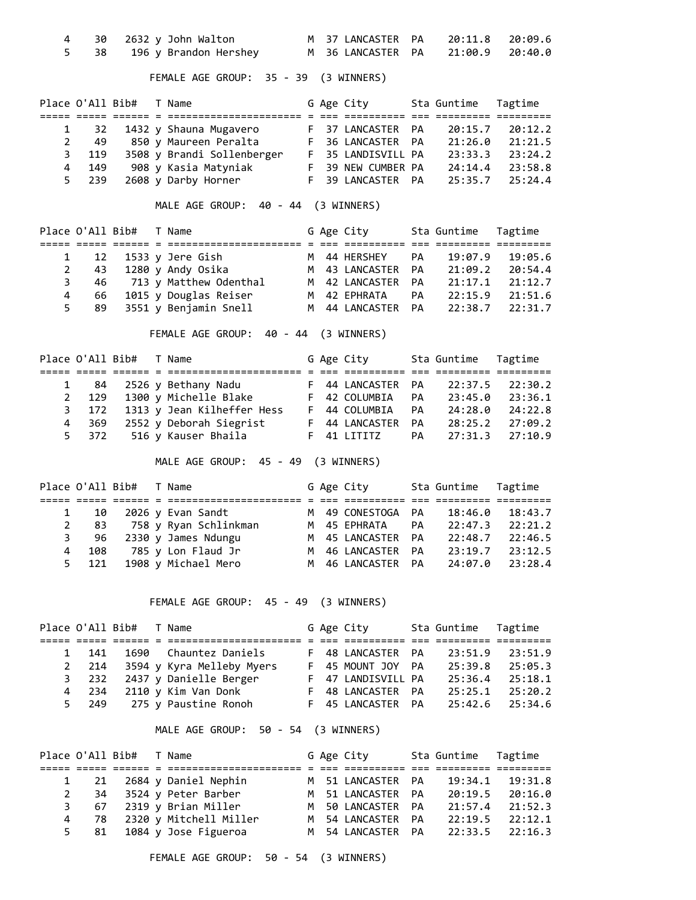| Place | O'All | Bib# | T | Name | G | Age | City | Sta | Guntime | Tagtime |
|---|---|---|---|---|---|---|---|---|---|---|
| 4 | 30 | 2632 | y | John Walton | M | 37 | LANCASTER | PA | 20:11.8 | 20:09.6 |
| 5 | 38 | 196 | y | Brandon Hershey | M | 36 | LANCASTER | PA | 21:00.9 | 20:40.0 |

FEMALE AGE GROUP: 35 - 39 (3 WINNERS)

| Place | O'All | Bib# | T | Name | G | Age | City | Sta | Guntime | Tagtime |
|---|---|---|---|---|---|---|---|---|---|---|
| 1 | 32 | 1432 | y | Shauna Mugavero | F | 37 | LANCASTER | PA | 20:15.7 | 20:12.2 |
| 2 | 49 | 850 | y | Maureen Peralta | F | 36 | LANCASTER | PA | 21:26.0 | 21:21.5 |
| 3 | 119 | 3508 | y | Brandi Sollenberger | F | 35 | LANDISVILL | PA | 23:33.3 | 23:24.2 |
| 4 | 149 | 908 | y | Kasia Matyniak | F | 39 | NEW CUMBER | PA | 24:14.4 | 23:58.8 |
| 5 | 239 | 2608 | y | Darby Horner | F | 39 | LANCASTER | PA | 25:35.7 | 25:24.4 |

MALE AGE GROUP: 40 - 44 (3 WINNERS)

| Place | O'All | Bib# | T | Name | G | Age | City | Sta | Guntime | Tagtime |
|---|---|---|---|---|---|---|---|---|---|---|
| 1 | 12 | 1533 | y | Jere Gish | M | 44 | HERSHEY | PA | 19:07.9 | 19:05.6 |
| 2 | 43 | 1280 | y | Andy Osika | M | 43 | LANCASTER | PA | 21:09.2 | 20:54.4 |
| 3 | 46 | 713 | y | Matthew Odenthal | M | 42 | LANCASTER | PA | 21:17.1 | 21:12.7 |
| 4 | 66 | 1015 | y | Douglas Reiser | M | 42 | EPHRATA | PA | 22:15.9 | 21:51.6 |
| 5 | 89 | 3551 | y | Benjamin Snell | M | 44 | LANCASTER | PA | 22:38.7 | 22:31.7 |

FEMALE AGE GROUP: 40 - 44 (3 WINNERS)

| Place | O'All | Bib# | T | Name | G | Age | City | Sta | Guntime | Tagtime |
|---|---|---|---|---|---|---|---|---|---|---|
| 1 | 84 | 2526 | y | Bethany Nadu | F | 44 | LANCASTER | PA | 22:37.5 | 22:30.2 |
| 2 | 129 | 1300 | y | Michelle Blake | F | 42 | COLUMBIA | PA | 23:45.0 | 23:36.1 |
| 3 | 172 | 1313 | y | Jean Kilheffer Hess | F | 44 | COLUMBIA | PA | 24:28.0 | 24:22.8 |
| 4 | 369 | 2552 | y | Deborah Siegrist | F | 44 | LANCASTER | PA | 28:25.2 | 27:09.2 |
| 5 | 372 | 516 | y | Kauser Bhaila | F | 41 | LITITZ | PA | 27:31.3 | 27:10.9 |

MALE AGE GROUP: 45 - 49 (3 WINNERS)

| Place | O'All | Bib# | T | Name | G | Age | City | Sta | Guntime | Tagtime |
|---|---|---|---|---|---|---|---|---|---|---|
| 1 | 10 | 2026 | y | Evan Sandt | M | 49 | CONESTOGA | PA | 18:46.0 | 18:43.7 |
| 2 | 83 | 758 | y | Ryan Schlinkman | M | 45 | EPHRATA | PA | 22:47.3 | 22:21.2 |
| 3 | 96 | 2330 | y | James Ndungu | M | 45 | LANCASTER | PA | 22:48.7 | 22:46.5 |
| 4 | 108 | 785 | y | Lon Flaud Jr | M | 46 | LANCASTER | PA | 23:19.7 | 23:12.5 |
| 5 | 121 | 1908 | y | Michael Mero | M | 46 | LANCASTER | PA | 24:07.0 | 23:28.4 |

FEMALE AGE GROUP: 45 - 49 (3 WINNERS)

| Place | O'All | Bib# | T | Name | G | Age | City | Sta | Guntime | Tagtime |
|---|---|---|---|---|---|---|---|---|---|---|
| 1 | 141 | 1690 | | Chauntez Daniels | F | 48 | LANCASTER | PA | 23:51.9 | 23:51.9 |
| 2 | 214 | 3594 | y | Kyra Melleby Myers | F | 45 | MOUNT JOY | PA | 25:39.8 | 25:05.3 |
| 3 | 232 | 2437 | y | Danielle Berger | F | 47 | LANDISVILL | PA | 25:36.4 | 25:18.1 |
| 4 | 234 | 2110 | y | Kim Van Donk | F | 48 | LANCASTER | PA | 25:25.1 | 25:20.2 |
| 5 | 249 | 275 | y | Paustine Ronoh | F | 45 | LANCASTER | PA | 25:42.6 | 25:34.6 |

MALE AGE GROUP: 50 - 54 (3 WINNERS)

| Place | O'All | Bib# | T | Name | G | Age | City | Sta | Guntime | Tagtime |
|---|---|---|---|---|---|---|---|---|---|---|
| 1 | 21 | 2684 | y | Daniel Nephin | M | 51 | LANCASTER | PA | 19:34.1 | 19:31.8 |
| 2 | 34 | 3524 | y | Peter Barber | M | 51 | LANCASTER | PA | 20:19.5 | 20:16.0 |
| 3 | 67 | 2319 | y | Brian Miller | M | 50 | LANCASTER | PA | 21:57.4 | 21:52.3 |
| 4 | 78 | 2320 | y | Mitchell Miller | M | 54 | LANCASTER | PA | 22:19.5 | 22:12.1 |
| 5 | 81 | 1084 | y | Jose Figueroa | M | 54 | LANCASTER | PA | 22:33.5 | 22:16.3 |

FEMALE AGE GROUP: 50 - 54 (3 WINNERS)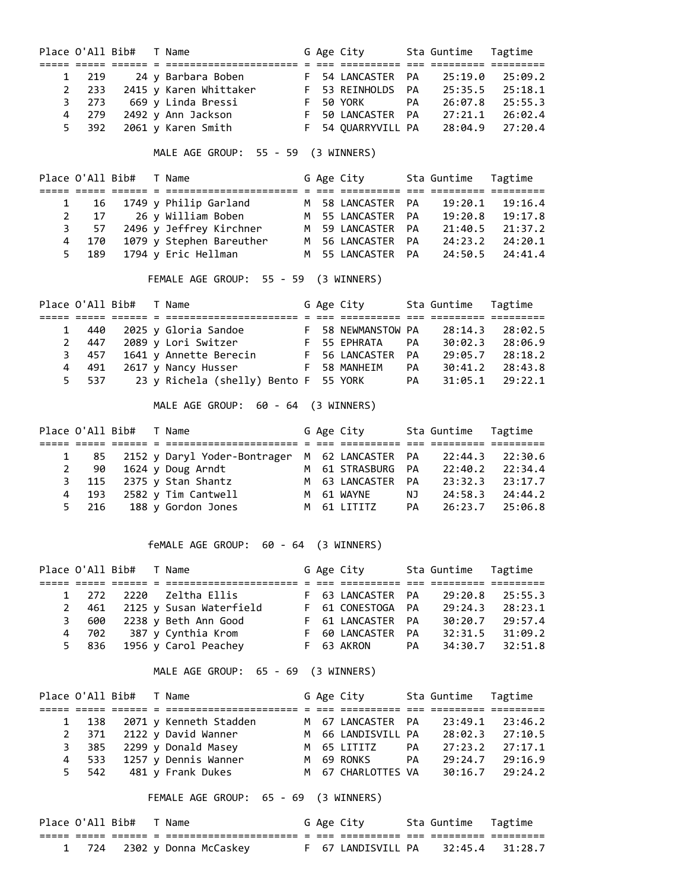| Place | O'All | Bib# | T | Name | G | Age | City | Sta | Guntime | Tagtime |
|---|---|---|---|---|---|---|---|---|---|---|
| 1 | 219 | 24 | y | Barbara Boben | F | 54 | LANCASTER | PA | 25:19.0 | 25:09.2 |
| 2 | 233 | 2415 | y | Karen Whittaker | F | 53 | REINHOLDS | PA | 25:35.5 | 25:18.1 |
| 3 | 273 | 669 | y | Linda Bressi | F | 50 | YORK | PA | 26:07.8 | 25:55.3 |
| 4 | 279 | 2492 | y | Ann Jackson | F | 50 | LANCASTER | PA | 27:21.1 | 26:02.4 |
| 5 | 392 | 2061 | y | Karen Smith | F | 54 | QUARRYVILL | PA | 28:04.9 | 27:20.4 |

MALE AGE GROUP: 55 - 59 (3 WINNERS)

| Place | O'All | Bib# | T | Name | G | Age | City | Sta | Guntime | Tagtime |
|---|---|---|---|---|---|---|---|---|---|---|
| 1 | 16 | 1749 | y | Philip Garland | M | 58 | LANCASTER | PA | 19:20.1 | 19:16.4 |
| 2 | 17 | 26 | y | William Boben | M | 55 | LANCASTER | PA | 19:20.8 | 19:17.8 |
| 3 | 57 | 2496 | y | Jeffrey Kirchner | M | 59 | LANCASTER | PA | 21:40.5 | 21:37.2 |
| 4 | 170 | 1079 | y | Stephen Bareuther | M | 56 | LANCASTER | PA | 24:23.2 | 24:20.1 |
| 5 | 189 | 1794 | y | Eric Hellman | M | 55 | LANCASTER | PA | 24:50.5 | 24:41.4 |

FEMALE AGE GROUP: 55 - 59 (3 WINNERS)

| Place | O'All | Bib# | T | Name | G | Age | City | Sta | Guntime | Tagtime |
|---|---|---|---|---|---|---|---|---|---|---|
| 1 | 440 | 2025 | y | Gloria Sandoe | F | 58 | NEWMANSTOW | PA | 28:14.3 | 28:02.5 |
| 2 | 447 | 2089 | y | Lori Switzer | F | 55 | EPHRATA | PA | 30:02.3 | 28:06.9 |
| 3 | 457 | 1641 | y | Annette Berecin | F | 56 | LANCASTER | PA | 29:05.7 | 28:18.2 |
| 4 | 491 | 2617 | y | Nancy Husser | F | 58 | MANHEIM | PA | 30:41.2 | 28:43.8 |
| 5 | 537 | 23 | y | Richela (shelly) Bento | F | 55 | YORK | PA | 31:05.1 | 29:22.1 |

MALE AGE GROUP: 60 - 64 (3 WINNERS)

| Place | O'All | Bib# | T | Name | G | Age | City | Sta | Guntime | Tagtime |
|---|---|---|---|---|---|---|---|---|---|---|
| 1 | 85 | 2152 | y | Daryl Yoder-Bontrager | M | 62 | LANCASTER | PA | 22:44.3 | 22:30.6 |
| 2 | 90 | 1624 | y | Doug Arndt | M | 61 | STRASBURG | PA | 22:40.2 | 22:34.4 |
| 3 | 115 | 2375 | y | Stan Shantz | M | 63 | LANCASTER | PA | 23:32.3 | 23:17.7 |
| 4 | 193 | 2582 | y | Tim Cantwell | M | 61 | WAYNE | NJ | 24:58.3 | 24:44.2 |
| 5 | 216 | 188 | y | Gordon Jones | M | 61 | LITITZ | PA | 26:23.7 | 25:06.8 |

feMALE AGE GROUP: 60 - 64 (3 WINNERS)

| Place | O'All | Bib# | T | Name | G | Age | City | Sta | Guntime | Tagtime |
|---|---|---|---|---|---|---|---|---|---|---|
| 1 | 272 | 2220 | | Zeltha Ellis | F | 63 | LANCASTER | PA | 29:20.8 | 25:55.3 |
| 2 | 461 | 2125 | y | Susan Waterfield | F | 61 | CONESTOGA | PA | 29:24.3 | 28:23.1 |
| 3 | 600 | 2238 | y | Beth Ann Good | F | 61 | LANCASTER | PA | 30:20.7 | 29:57.4 |
| 4 | 702 | 387 | y | Cynthia Krom | F | 60 | LANCASTER | PA | 32:31.5 | 31:09.2 |
| 5 | 836 | 1956 | y | Carol Peachey | F | 63 | AKRON | PA | 34:30.7 | 32:51.8 |

MALE AGE GROUP: 65 - 69 (3 WINNERS)

| Place | O'All | Bib# | T | Name | G | Age | City | Sta | Guntime | Tagtime |
|---|---|---|---|---|---|---|---|---|---|---|
| 1 | 138 | 2071 | y | Kenneth Stadden | M | 67 | LANCASTER | PA | 23:49.1 | 23:46.2 |
| 2 | 371 | 2122 | y | David Wanner | M | 66 | LANDISVILL | PA | 28:02.3 | 27:10.5 |
| 3 | 385 | 2299 | y | Donald Masey | M | 65 | LITITZ | PA | 27:23.2 | 27:17.1 |
| 4 | 533 | 1257 | y | Dennis Wanner | M | 69 | RONKS | PA | 29:24.7 | 29:16.9 |
| 5 | 542 | 481 | y | Frank Dukes | M | 67 | CHARLOTTES | VA | 30:16.7 | 29:24.2 |

FEMALE AGE GROUP: 65 - 69 (3 WINNERS)

| Place | O'All | Bib# | T | Name | G | Age | City | Sta | Guntime | Tagtime |
|---|---|---|---|---|---|---|---|---|---|---|
| 1 | 724 | 2302 | y | Donna McCaskey | F | 67 | LANDISVILL | PA | 32:45.4 | 31:28.7 |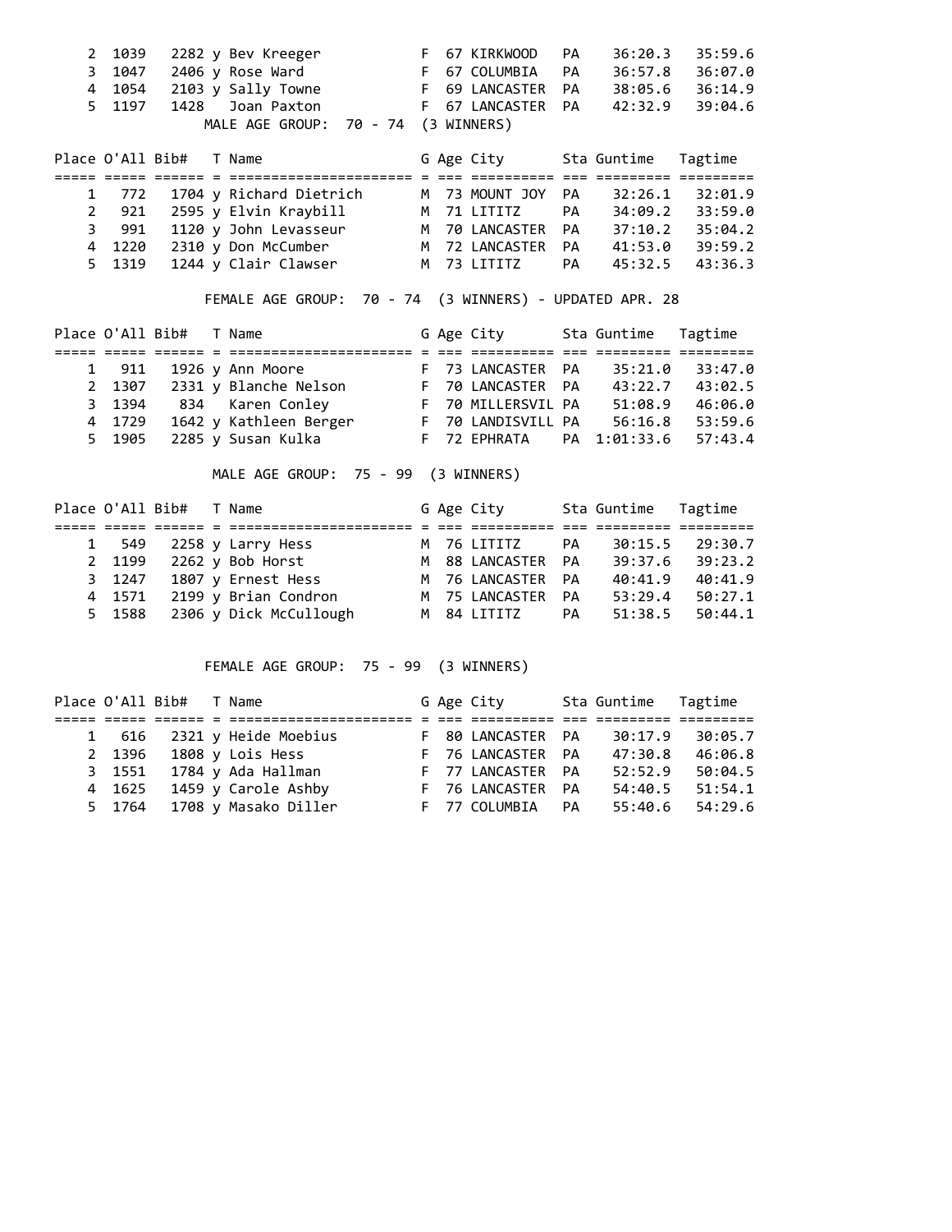| Place | O'All | Bib# | T | Name | G | Age | City | Sta | Guntime | Tagtime |
|---|---|---|---|---|---|---|---|---|---|---|
| 2 | 1039 | 2282 | y | Bev Kreeger | F | 67 | KIRKWOOD | PA | 36:20.3 | 35:59.6 |
| 3 | 1047 | 2406 | y | Rose Ward | F | 67 | COLUMBIA | PA | 36:57.8 | 36:07.0 |
| 4 | 1054 | 2103 | y | Sally Towne | F | 69 | LANCASTER | PA | 38:05.6 | 36:14.9 |
| 5 | 1197 | 1428 | | Joan Paxton | F | 67 | LANCASTER | PA | 42:32.9 | 39:04.6 |

MALE AGE GROUP: 70 - 74 (3 WINNERS)

| Place | O'All | Bib# | T | Name | G | Age | City | Sta | Guntime | Tagtime |
|---|---|---|---|---|---|---|---|---|---|---|
| 1 | 772 | 1704 | y | Richard Dietrich | M | 73 | MOUNT JOY | PA | 32:26.1 | 32:01.9 |
| 2 | 921 | 2595 | y | Elvin Kraybill | M | 71 | LITITZ | PA | 34:09.2 | 33:59.0 |
| 3 | 991 | 1120 | y | John Levasseur | M | 70 | LANCASTER | PA | 37:10.2 | 35:04.2 |
| 4 | 1220 | 2310 | y | Don McCumber | M | 72 | LANCASTER | PA | 41:53.0 | 39:59.2 |
| 5 | 1319 | 1244 | y | Clair Clawser | M | 73 | LITITZ | PA | 45:32.5 | 43:36.3 |

FEMALE AGE GROUP: 70 - 74 (3 WINNERS) - UPDATED APR. 28

| Place | O'All | Bib# | T | Name | G | Age | City | Sta | Guntime | Tagtime |
|---|---|---|---|---|---|---|---|---|---|---|
| 1 | 911 | 1926 | y | Ann Moore | F | 73 | LANCASTER | PA | 35:21.0 | 33:47.0 |
| 2 | 1307 | 2331 | y | Blanche Nelson | F | 70 | LANCASTER | PA | 43:22.7 | 43:02.5 |
| 3 | 1394 | 834 | | Karen Conley | F | 70 | MILLERSVIL | PA | 51:08.9 | 46:06.0 |
| 4 | 1729 | 1642 | y | Kathleen Berger | F | 70 | LANDISVILL | PA | 56:16.8 | 53:59.6 |
| 5 | 1905 | 2285 | y | Susan Kulka | F | 72 | EPHRATA | PA | 1:01:33.6 | 57:43.4 |

MALE AGE GROUP: 75 - 99 (3 WINNERS)

| Place | O'All | Bib# | T | Name | G | Age | City | Sta | Guntime | Tagtime |
|---|---|---|---|---|---|---|---|---|---|---|
| 1 | 549 | 2258 | y | Larry Hess | M | 76 | LITITZ | PA | 30:15.5 | 29:30.7 |
| 2 | 1199 | 2262 | y | Bob Horst | M | 88 | LANCASTER | PA | 39:37.6 | 39:23.2 |
| 3 | 1247 | 1807 | y | Ernest Hess | M | 76 | LANCASTER | PA | 40:41.9 | 40:41.9 |
| 4 | 1571 | 2199 | y | Brian Condron | M | 75 | LANCASTER | PA | 53:29.4 | 50:27.1 |
| 5 | 1588 | 2306 | y | Dick McCullough | M | 84 | LITITZ | PA | 51:38.5 | 50:44.1 |

FEMALE AGE GROUP: 75 - 99 (3 WINNERS)

| Place | O'All | Bib# | T | Name | G | Age | City | Sta | Guntime | Tagtime |
|---|---|---|---|---|---|---|---|---|---|---|
| 1 | 616 | 2321 | y | Heide Moebius | F | 80 | LANCASTER | PA | 30:17.9 | 30:05.7 |
| 2 | 1396 | 1808 | y | Lois Hess | F | 76 | LANCASTER | PA | 47:30.8 | 46:06.8 |
| 3 | 1551 | 1784 | y | Ada Hallman | F | 77 | LANCASTER | PA | 52:52.9 | 50:04.5 |
| 4 | 1625 | 1459 | y | Carole Ashby | F | 76 | LANCASTER | PA | 54:40.5 | 51:54.1 |
| 5 | 1764 | 1708 | y | Masako Diller | F | 77 | COLUMBIA | PA | 55:40.6 | 54:29.6 |